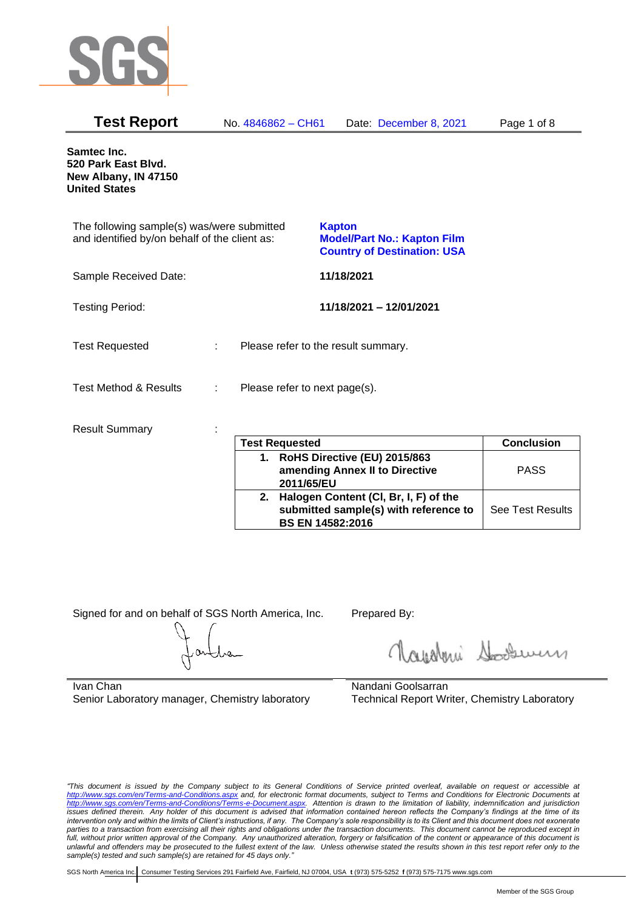SGS

# Test Report

No. 4846862 – CH61 Date: December 8, 2021

**Samtec Inc.**
**520 Park East Blvd.**
**New Albany, IN 47150**
**United States**

The following sample(s) was/were submitted and identified by/on behalf of the client as: **Kapton**
**Model/Part No.: Kapton Film**
**Country of Destination: USA**

Sample Received Date: **11/18/2021**

Testing Period: **11/18/2021 – 12/01/2021**

Test Requested : Please refer to the result summary.

Test Method & Results : Please refer to next page(s).

Result Summary :

| Test Requested | Conclusion |
|---|---|
| **1. RoHS Directive (EU) 2015/863 amending Annex II to Directive 2011/65/EU** | PASS |
| **2. Halogen Content (Cl, Br, I, F) of the submitted sample(s) with reference to BS EN 14582:2016** | See Test Results |

Signed for and on behalf of SGS North America, Inc.

Ivan Chan
Senior Laboratory manager, Chemistry laboratory

Prepared By:

Nandani Goolsarran
Technical Report Writer, Chemistry Laboratory

*"This document is issued by the Company subject to its General Conditions of Service printed overleaf, available on request or accessible at http://www.sgs.com/en/Terms-and-Conditions.aspx and, for electronic format documents, subject to Terms and Conditions for Electronic Documents at http://www.sgs.com/en/Terms-and-Conditions/Terms-e-Document.aspx. Attention is drawn to the limitation of liability, indemnification and jurisdiction issues defined therein. Any holder of this document is advised that information contained hereon reflects the Company's findings at the time of its intervention only and within the limits of Client's instructions, if any. The Company's sole responsibility is to its Client and this document does not exonerate parties to a transaction from exercising all their rights and obligations under the transaction documents. This document cannot be reproduced except in full, without prior written approval of the Company. Any unauthorized alteration, forgery or falsification of the content or appearance of this document is unlawful and offenders may be prosecuted to the fullest extent of the law. Unless otherwise stated the results shown in this test report refer only to the sample(s) tested and such sample(s) are retained for 45 days only."*

SGS North America Inc. | Consumer Testing Services 291 Fairfield Ave, Fairfield, NJ 07004, USA **t** (973) 575-5252 **f** (973) 575-7175 www.sgs.com

Member of the SGS Group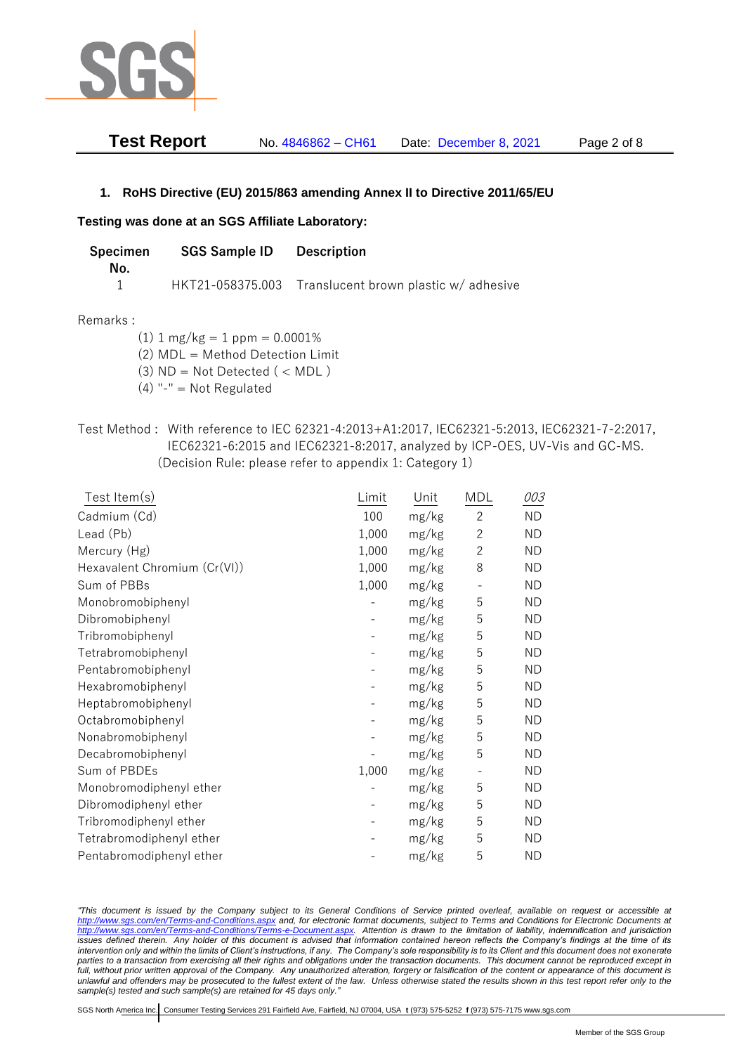## 1. RoHS Directive (EU) 2015/863 amending Annex II to Directive 2011/65/EU

**Testing was done at an SGS Affiliate Laboratory:**

| Specimen No. | SGS Sample ID | Description |
|---|---|---|
| 1 | HKT21-058375.003 | Translucent brown plastic w/ adhesive |

Remarks :

(1) 1 mg/kg = 1 ppm = 0.0001%
(2) MDL = Method Detection Limit
(3) ND = Not Detected ( < MDL )
(4) "-" = Not Regulated

Test Method : With reference to IEC 62321-4:2013+A1:2017, IEC62321-5:2013, IEC62321-7-2:2017, IEC62321-6:2015 and IEC62321-8:2017, analyzed by ICP-OES, UV-Vis and GC-MS. (Decision Rule: please refer to appendix 1: Category 1)

| Test Item(s) | Limit | Unit | MDL | *003* |
|---|---|---|---|---|
| Cadmium (Cd) | 100 | mg/kg | 2 | ND |
| Lead (Pb) | 1,000 | mg/kg | 2 | ND |
| Mercury (Hg) | 1,000 | mg/kg | 2 | ND |
| Hexavalent Chromium (Cr(VI)) | 1,000 | mg/kg | 8 | ND |
| Sum of PBBs | 1,000 | mg/kg | - | ND |
| Monobromobiphenyl | - | mg/kg | 5 | ND |
| Dibromobiphenyl | - | mg/kg | 5 | ND |
| Tribromobiphenyl | - | mg/kg | 5 | ND |
| Tetrabromobiphenyl | - | mg/kg | 5 | ND |
| Pentabromobiphenyl | - | mg/kg | 5 | ND |
| Hexabromobiphenyl | - | mg/kg | 5 | ND |
| Heptabromobiphenyl | - | mg/kg | 5 | ND |
| Octabromobiphenyl | - | mg/kg | 5 | ND |
| Nonabromobiphenyl | - | mg/kg | 5 | ND |
| Decabromobiphenyl | - | mg/kg | 5 | ND |
| Sum of PBDEs | 1,000 | mg/kg | - | ND |
| Monobromodiphenyl ether | - | mg/kg | 5 | ND |
| Dibromodiphenyl ether | - | mg/kg | 5 | ND |
| Tribromodiphenyl ether | - | mg/kg | 5 | ND |
| Tetrabromodiphenyl ether | - | mg/kg | 5 | ND |
| Pentabromodiphenyl ether | - | mg/kg | 5 | ND |

*"This document is issued by the Company subject to its General Conditions of Service printed overleaf, available on request or accessible at http://www.sgs.com/en/Terms-and-Conditions.aspx and, for electronic format documents, subject to Terms and Conditions for Electronic Documents at http://www.sgs.com/en/Terms-and-Conditions/Terms-e-Document.aspx. Attention is drawn to the limitation of liability, indemnification and jurisdiction issues defined therein. Any holder of this document is advised that information contained hereon reflects the Company's findings at the time of its intervention only and within the limits of Client's instructions, if any. The Company's sole responsibility is to its Client and this document does not exonerate parties to a transaction from exercising all their rights and obligations under the transaction documents. This document cannot be reproduced except in full, without prior written approval of the Company. Any unauthorized alteration, forgery or falsification of the content or appearance of this document is unlawful and offenders may be prosecuted to the fullest extent of the law. Unless otherwise stated the results shown in this test report refer only to the sample(s) tested and such sample(s) are retained for 45 days only."*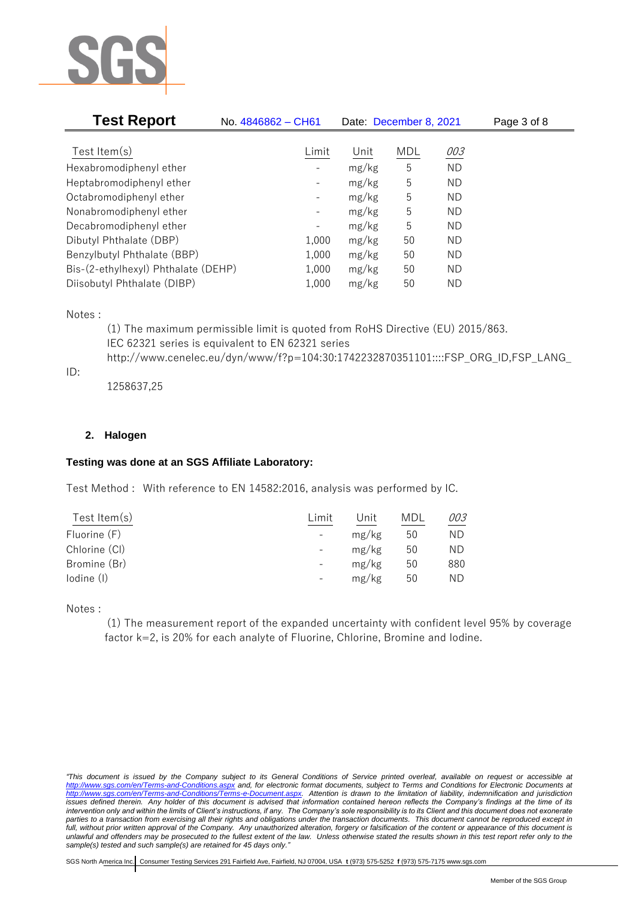| Test Item(s) | Limit | Unit | MDL | *003* |
|---|---|---|---|---|
| Hexabromodiphenyl ether | - | mg/kg | 5 | ND |
| Heptabromodiphenyl ether | - | mg/kg | 5 | ND |
| Octabromodiphenyl ether | - | mg/kg | 5 | ND |
| Nonabromodiphenyl ether | - | mg/kg | 5 | ND |
| Decabromodiphenyl ether | - | mg/kg | 5 | ND |
| Dibutyl Phthalate (DBP) | 1,000 | mg/kg | 50 | ND |
| Benzylbutyl Phthalate (BBP) | 1,000 | mg/kg | 50 | ND |
| Bis-(2-ethylhexyl) Phthalate (DEHP) | 1,000 | mg/kg | 50 | ND |
| Diisobutyl Phthalate (DIBP) | 1,000 | mg/kg | 50 | ND |

Notes :

(1) The maximum permissible limit is quoted from RoHS Directive (EU) 2015/863.
IEC 62321 series is equivalent to EN 62321 series
http://www.cenelec.eu/dyn/www/f?p=104:30:1742232870351101::::FSP_ORG_ID,FSP_LANG_ID:
1258637,25

## 2. Halogen

**Testing was done at an SGS Affiliate Laboratory:**

Test Method : With reference to EN 14582:2016, analysis was performed by IC.

| Test Item(s) | Limit | Unit | MDL | *003* |
|---|---|---|---|---|
| Fluorine (F) | - | mg/kg | 50 | ND |
| Chlorine (Cl) | - | mg/kg | 50 | ND |
| Bromine (Br) | - | mg/kg | 50 | 880 |
| Iodine (I) | - | mg/kg | 50 | ND |

Notes :

(1) The measurement report of the expanded uncertainty with confident level 95% by coverage factor k=2, is 20% for each analyte of Fluorine, Chlorine, Bromine and Iodine.

*"This document is issued by the Company subject to its General Conditions of Service printed overleaf, available on request or accessible at http://www.sgs.com/en/Terms-and-Conditions.aspx and, for electronic format documents, subject to Terms and Conditions for Electronic Documents at http://www.sgs.com/en/Terms-and-Conditions/Terms-e-Document.aspx. Attention is drawn to the limitation of liability, indemnification and jurisdiction issues defined therein. Any holder of this document is advised that information contained hereon reflects the Company's findings at the time of its intervention only and within the limits of Client's instructions, if any. The Company's sole responsibility is to its Client and this document does not exonerate parties to a transaction from exercising all their rights and obligations under the transaction documents. This document cannot be reproduced except in full, without prior written approval of the Company. Any unauthorized alteration, forgery or falsification of the content or appearance of this document is unlawful and offenders may be prosecuted to the fullest extent of the law. Unless otherwise stated the results shown in this test report refer only to the sample(s) tested and such sample(s) are retained for 45 days only."*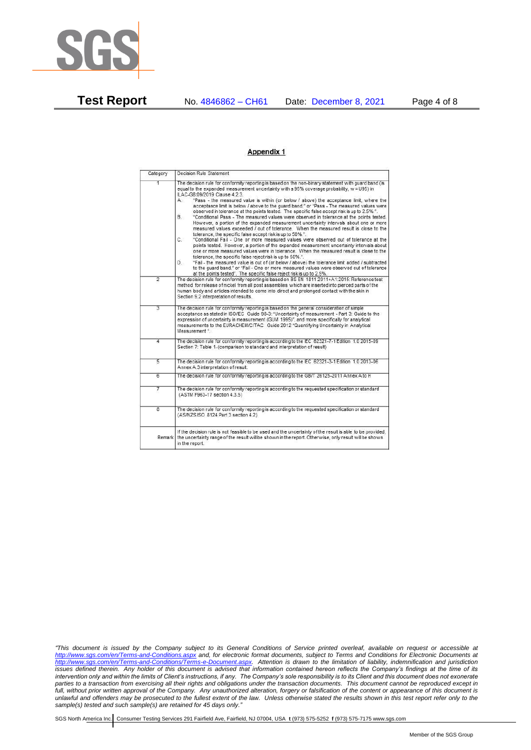## Appendix 1

| Category | Decision Rule Statement |
|---|---|
| 1 | The decision rule for conformity reporting is based on the non-binary statement with guard band (is equal to the expanded measurement uncertainty with a 95% coverage probability, w = U95) in ILAC-G8:09/2019 Clause 4.2.3.<br>A. "Pass - the measured value is within (or below / above) the acceptance limit, where the acceptance limit is below / above to the guard band." or "Pass - The measured values were observed in tolerance at the points tested. The specific false accept risk is up to 2.5%.".<br>B. "Conditional Pass - The measured values were observed in tolerance at the points tested. However, a portion of the expanded measurement uncertainty intervals about one or more measured values exceeded / out of tolerance. When the measured result is close to the tolerance, the specific false accept risk is up to 50%.".<br>C. "Conditional Fail - One or more measured values were observed out of tolerance at the points tested. However, a portion of the expanded measurement uncertainty intervals about one or more measured values were in tolerance. When the measured result is close to the tolerance, the specific false reject risk is up to 50%.".<br>D. "Fail - the measured value is out of (or below / above) the tolerance limit added / subtracted to the guard band." or "Fail - One or more measured values were observed out of tolerance at the points tested". The specific false reject risk is up to 2.5%. |
| 2 | The decision rule for conformity reporting is based on BS EN 1811:2011+A1:2015: Reference test method for release of nickel from all post assemblies which are inserted into pierced parts of the human body and articles intended to come into direct and prolonged contact with the skin in Section 9.2 interpretation of results. |
| 3 | The decision rule for conformity reporting is based on the general consideration of simple acceptance as stated in ISO/IEC Guide 98-3: "Uncertainty of measurement - Part 3: Guide to the expression of uncertainty in measurement (GUM 1995)", and more specifically for analytical measurements to the EURACHEM/CITAC Guide 2012 "Quantifying Uncertainty in Analytical Measurement ". |
| 4 | The decision rule for conformity reporting is according to the IEC 62321-7-1 Edition 1.0 2015-09 Section 7: Table 1-(comparison to standard and interpretation of result) |
| 5 | The decision rule for conformity reporting is according to the IEC 62321-3-1 Edition 1.0 2013-06 Annex A.3 interpretation of result. |
| 6 | The decision rule for conformity reporting is according to the GB/T 26125-2011 Annex A to H |
| 7 | The decision rule for conformity reporting is according to the requested specification or standard (ASTM F963-17 section 4.3.5) |
| 8 | The decision rule for conformity reporting is according to the requested specification or standard (AS/NZS ISO 8124 Part 3 section 4.2) |
| Remark | If the decision rule is not feasible to be used and the uncertainty of the result is able to be provided, the uncertainty range of the result will be shown in the report. Otherwise, only result will be shown in the report. |

*"This document is issued by the Company subject to its General Conditions of Service printed overleaf, available on request or accessible at http://www.sgs.com/en/Terms-and-Conditions.aspx and, for electronic format documents, subject to Terms and Conditions for Electronic Documents at http://www.sgs.com/en/Terms-and-Conditions/Terms-e-Document.aspx. Attention is drawn to the limitation of liability, indemnification and jurisdiction issues defined therein. Any holder of this document is advised that information contained hereon reflects the Company's findings at the time of its intervention only and within the limits of Client's instructions, if any. The Company's sole responsibility is to its Client and this document does not exonerate parties to a transaction from exercising all their rights and obligations under the transaction documents. This document cannot be reproduced except in full, without prior written approval of the Company. Any unauthorized alteration, forgery or falsification of the content or appearance of this document is unlawful and offenders may be prosecuted to the fullest extent of the law. Unless otherwise stated the results shown in this test report refer only to the sample(s) tested and such sample(s) are retained for 45 days only."*

SGS North America Inc. | Consumer Testing Services 291 Fairfield Ave, Fairfield, NJ 07004, USA **t** (973) 575-5252 **f** (973) 575-7175 www.sgs.com

Member of the SGS Group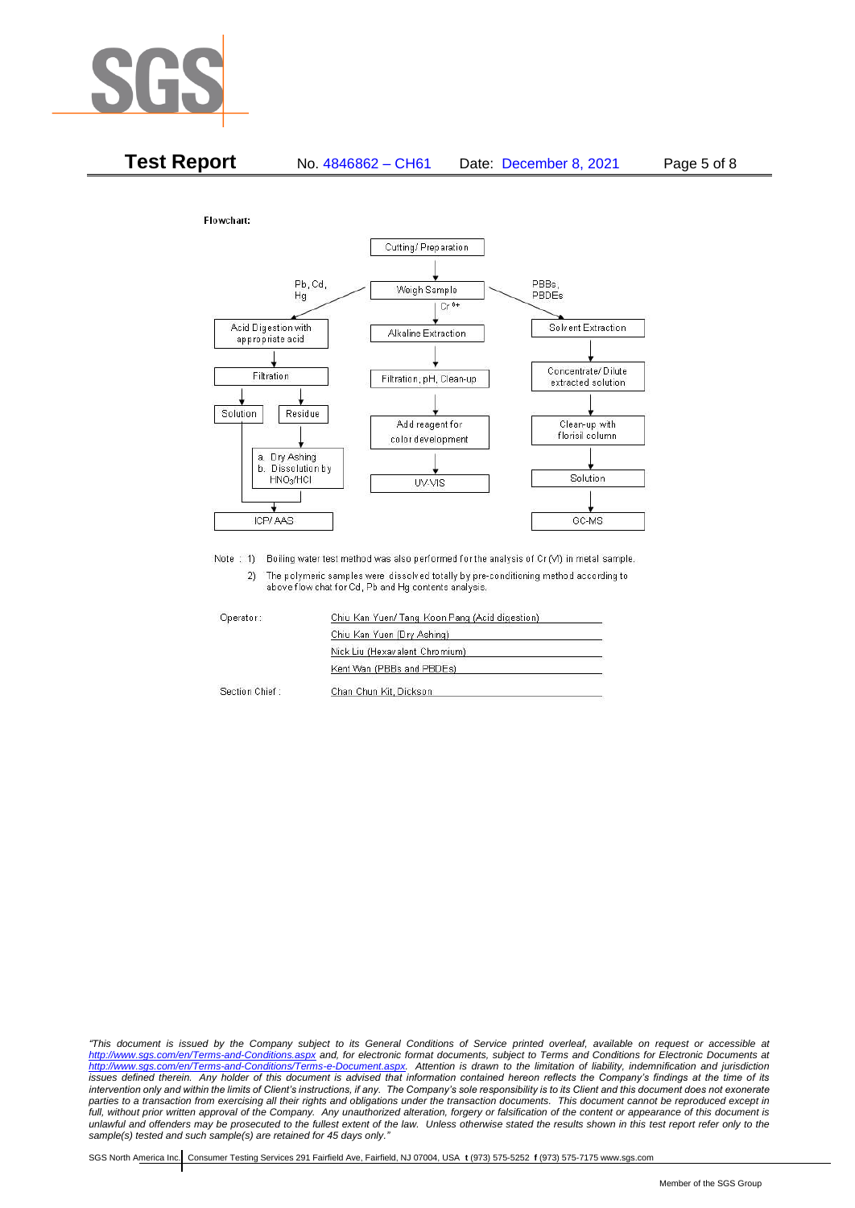Flowchart:

- Cutting/ Preparation
  - Weigh Sample
    - Pb, Cd, Hg → Acid Digestion with appropriate acid → Filtration
      - Solution → ICP/ AAS
      - Residue → a. Dry Ashing b. Dissolution by $HNO_3$/HCl → ICP/ AAS
    - $Cr^{6+}$ → Alkaline Extraction → Filtration, pH, Clean-up → Add reagent for color development → UV-VIS
    - PBBs, PBDEs → Solvent Extraction → Concentrate/ Dilute extracted solution → Clean-up with florisil column → Solution → GC-MS

Note : 1) Boiling water test method was also performed for the analysis of Cr (VI) in metal sample.

2) The polymeric samples were dissolved totally by pre-conditioning method according to above flow chat for Cd, Pb and Hg contents analysis.

| | |
|---|---|
| Operator: | Chiu Kan Yuen/ Tang Koon Pang (Acid digestion) |
| | Chiu Kan Yuen (Dry Ashing) |
| | Nick Liu (Hexavalent Chromium) |
| | Kent Wan (PBBs and PBDEs) |
| Section Chief : | Chan Chun Kit, Dickson |

*"This document is issued by the Company subject to its General Conditions of Service printed overleaf, available on request or accessible at http://www.sgs.com/en/Terms-and-Conditions.aspx and, for electronic format documents, subject to Terms and Conditions for Electronic Documents at http://www.sgs.com/en/Terms-and-Conditions/Terms-e-Document.aspx. Attention is drawn to the limitation of liability, indemnification and jurisdiction issues defined therein. Any holder of this document is advised that information contained hereon reflects the Company's findings at the time of its intervention only and within the limits of Client's instructions, if any. The Company's sole responsibility is to its Client and this document does not exonerate parties to a transaction from exercising all their rights and obligations under the transaction documents. This document cannot be reproduced except in full, without prior written approval of the Company. Any unauthorized alteration, forgery or falsification of the content or appearance of this document is unlawful and offenders may be prosecuted to the fullest extent of the law. Unless otherwise stated the results shown in this test report refer only to the sample(s) tested and such sample(s) are retained for 45 days only."*

SGS North America Inc. | Consumer Testing Services 291 Fairfield Ave, Fairfield, NJ 07004, USA **t** (973) 575-5252 **f** (973) 575-7175 www.sgs.com

Member of the SGS Group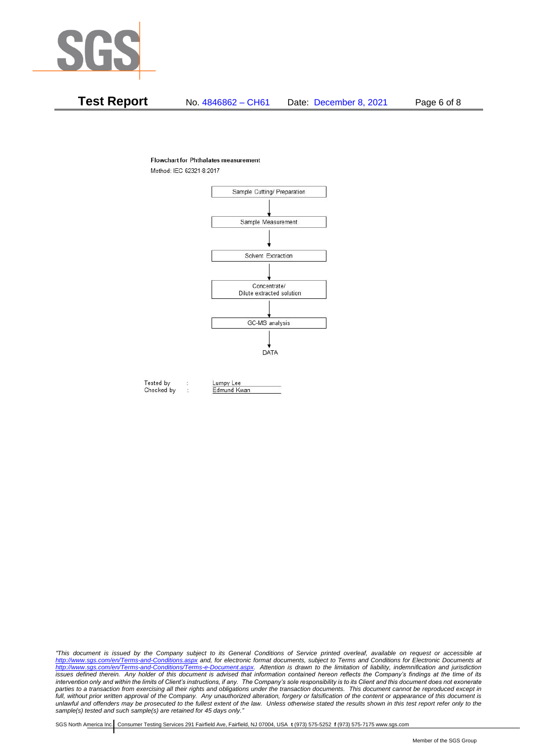**Flowchart for Phthalates measurement**

Method: IEC 62321-8:2017

Sample Cutting/ Preparation

↓

Sample Measurement

↓

Solvent Extraction

↓

Concentrate/
Dilute extracted solution

↓

GC-MS analysis

↓

DATA

Tested by : Lumpy Lee
Checked by : Edmund Kwan

*"This document is issued by the Company subject to its General Conditions of Service printed overleaf, available on request or accessible at http://www.sgs.com/en/Terms-and-Conditions.aspx and, for electronic format documents, subject to Terms and Conditions for Electronic Documents at http://www.sgs.com/en/Terms-and-Conditions/Terms-e-Document.aspx. Attention is drawn to the limitation of liability, indemnification and jurisdiction issues defined therein. Any holder of this document is advised that information contained hereon reflects the Company's findings at the time of its intervention only and within the limits of Client's instructions, if any. The Company's sole responsibility is to its Client and this document does not exonerate parties to a transaction from exercising all their rights and obligations under the transaction documents. This document cannot be reproduced except in full, without prior written approval of the Company. Any unauthorized alteration, forgery or falsification of the content or appearance of this document is unlawful and offenders may be prosecuted to the fullest extent of the law. Unless otherwise stated the results shown in this test report refer only to the sample(s) tested and such sample(s) are retained for 45 days only."*

SGS North America Inc. | Consumer Testing Services 291 Fairfield Ave, Fairfield, NJ 07004, USA **t** (973) 575-5252 **f** (973) 575-7175 www.sgs.com

Member of the SGS Group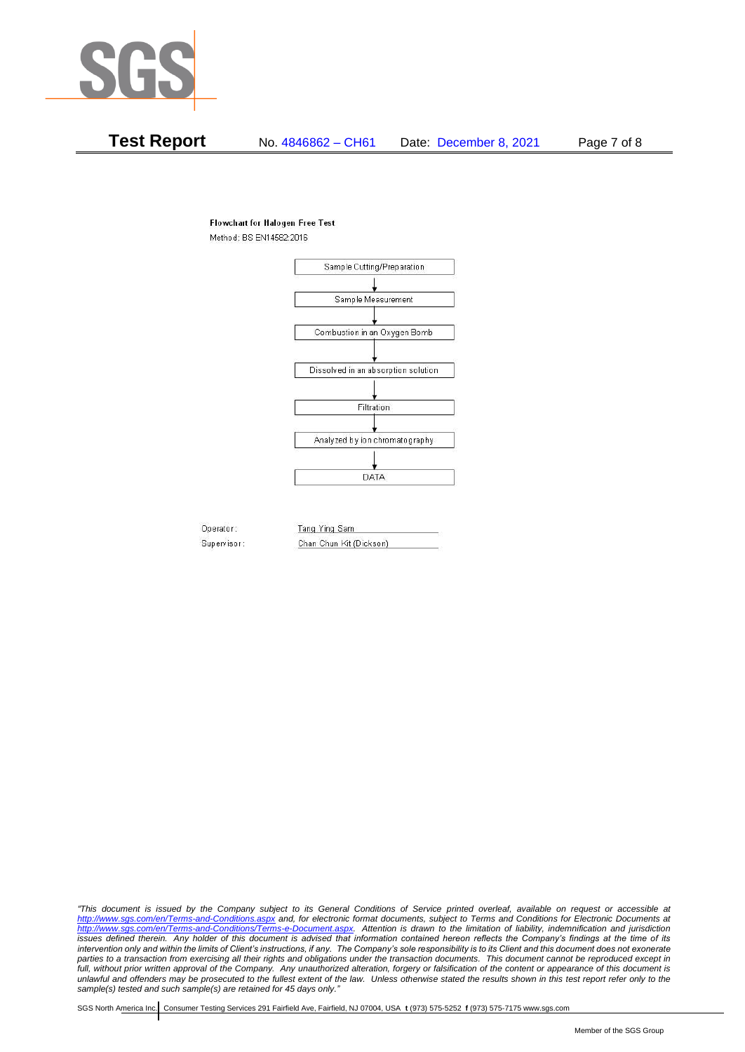**Flowchart for Halogen Free Test**

Method: BS EN14582:2016

Sample Cutting/Preparation

↓

Sample Measurement

↓

Combustion in an Oxygen Bomb

↓

Dissolved in an absorption solution

↓

Filtration

↓

Analyzed by ion chromatography

↓

DATA

Operator: Tang Ying Sam

Supervisor: Chan Chun Kit (Dickson)

*"This document is issued by the Company subject to its General Conditions of Service printed overleaf, available on request or accessible at http://www.sgs.com/en/Terms-and-Conditions.aspx and, for electronic format documents, subject to Terms and Conditions for Electronic Documents at http://www.sgs.com/en/Terms-and-Conditions/Terms-e-Document.aspx. Attention is drawn to the limitation of liability, indemnification and jurisdiction issues defined therein. Any holder of this document is advised that information contained hereon reflects the Company's findings at the time of its intervention only and within the limits of Client's instructions, if any. The Company's sole responsibility is to its Client and this document does not exonerate parties to a transaction from exercising all their rights and obligations under the transaction documents. This document cannot be reproduced except in full, without prior written approval of the Company. Any unauthorized alteration, forgery or falsification of the content or appearance of this document is unlawful and offenders may be prosecuted to the fullest extent of the law. Unless otherwise stated the results shown in this test report refer only to the sample(s) tested and such sample(s) are retained for 45 days only."*

SGS North America Inc. | Consumer Testing Services 291 Fairfield Ave, Fairfield, NJ 07004, USA **t** (973) 575-5252 **f** (973) 575-7175 www.sgs.com

Member of the SGS Group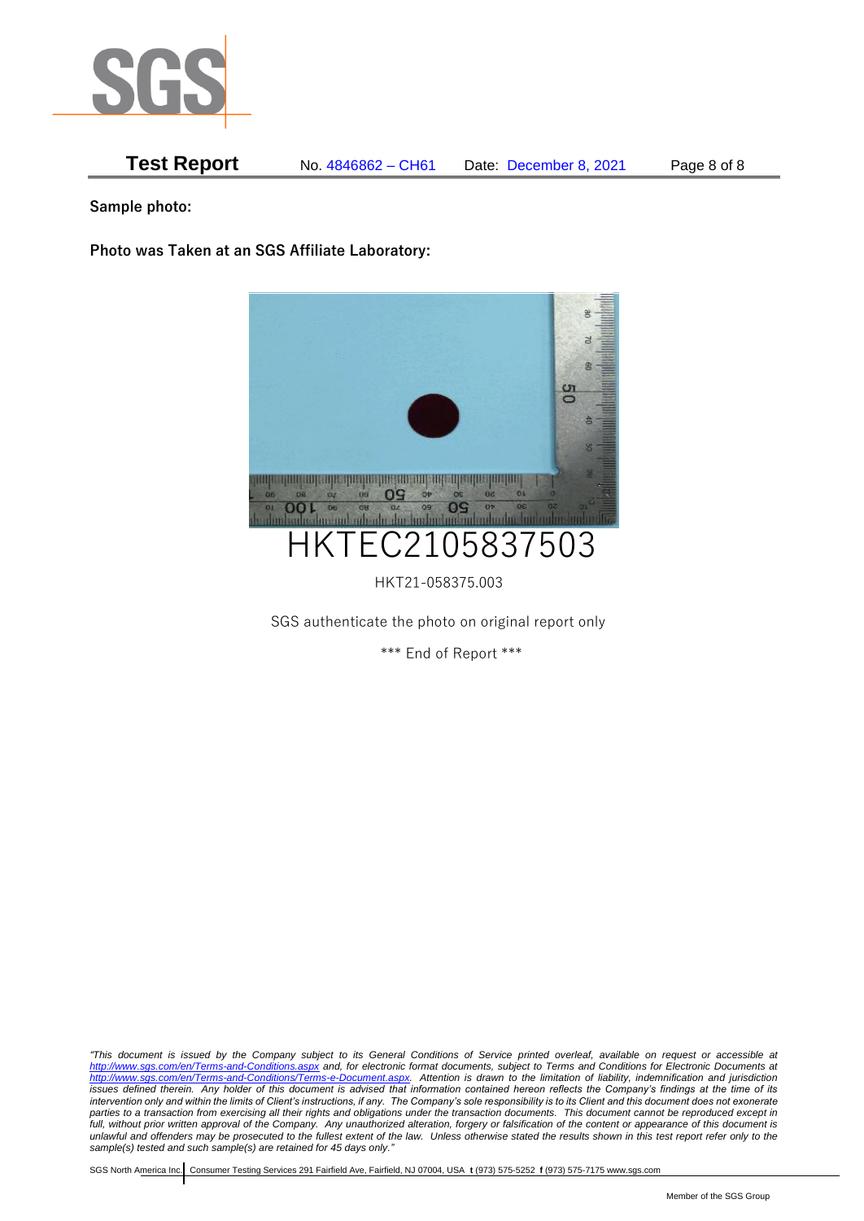**Test Report** No. 4846862 – CH61 Date: December 8, 2021

**Sample photo:**

**Photo was Taken at an SGS Affiliate Laboratory:**

HKTEC2105837503

HKT21-058375.003

SGS authenticate the photo on original report only

*** End of Report ***

*"This document is issued by the Company subject to its General Conditions of Service printed overleaf, available on request or accessible at http://www.sgs.com/en/Terms-and-Conditions.aspx and, for electronic format documents, subject to Terms and Conditions for Electronic Documents at http://www.sgs.com/en/Terms-and-Conditions/Terms-e-Document.aspx. Attention is drawn to the limitation of liability, indemnification and jurisdiction issues defined therein. Any holder of this document is advised that information contained hereon reflects the Company's findings at the time of its intervention only and within the limits of Client's instructions, if any. The Company's sole responsibility is to its Client and this document does not exonerate parties to a transaction from exercising all their rights and obligations under the transaction documents. This document cannot be reproduced except in full, without prior written approval of the Company. Any unauthorized alteration, forgery or falsification of the content or appearance of this document is unlawful and offenders may be prosecuted to the fullest extent of the law. Unless otherwise stated the results shown in this test report refer only to the sample(s) tested and such sample(s) are retained for 45 days only."*

SGS North America Inc. | Consumer Testing Services 291 Fairfield Ave, Fairfield, NJ 07004, USA **t** (973) 575-5252 **f** (973) 575-7175 www.sgs.com

Member of the SGS Group